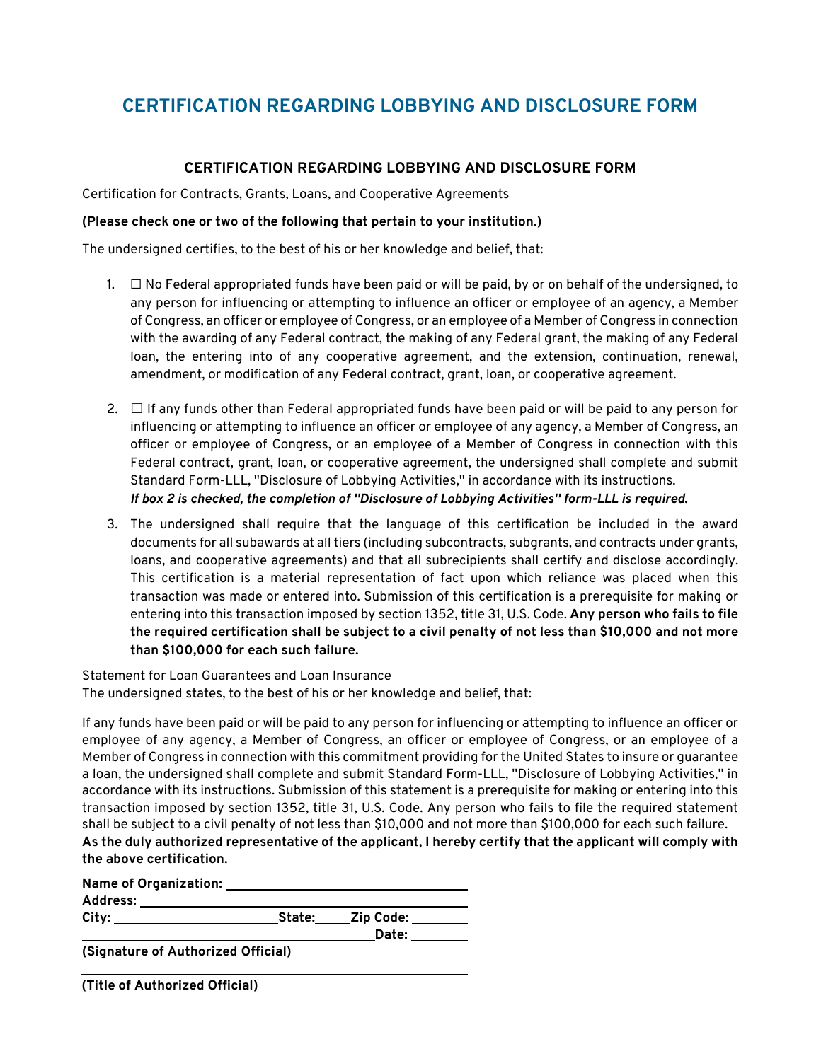# CERTIFICATION REGARDING LOBBYING AND DISCLOSURE FORM

## CERTIFICATION REGARDING LOBBYING AND DISCLOSURE FORM

Certification for Contracts, Grants, Loans, and Cooperative Agreements

**(Please check one or two of the following that pertain to your institution.)**

The undersigned certifies, to the best of his or her knowledge and belief, that:

1. ☐ No Federal appropriated funds have been paid or will be paid, by or on behalf of the undersigned, to any person for influencing or attempting to influence an officer or employee of an agency, a Member of Congress, an officer or employee of Congress, or an employee of a Member of Congress in connection with the awarding of any Federal contract, the making of any Federal grant, the making of any Federal loan, the entering into of any cooperative agreement, and the extension, continuation, renewal, amendment, or modification of any Federal contract, grant, loan, or cooperative agreement.

2. ☐ If any funds other than Federal appropriated funds have been paid or will be paid to any person for influencing or attempting to influence an officer or employee of any agency, a Member of Congress, an officer or employee of Congress, or an employee of a Member of Congress in connection with this Federal contract, grant, loan, or cooperative agreement, the undersigned shall complete and submit Standard Form-LLL, "Disclosure of Lobbying Activities," in accordance with its instructions.
   ***If box 2 is checked, the completion of "Disclosure of Lobbying Activities" form-LLL is required.***

3. The undersigned shall require that the language of this certification be included in the award documents for all subawards at all tiers (including subcontracts, subgrants, and contracts under grants, loans, and cooperative agreements) and that all subrecipients shall certify and disclose accordingly. This certification is a material representation of fact upon which reliance was placed when this transaction was made or entered into. Submission of this certification is a prerequisite for making or entering into this transaction imposed by section 1352, title 31, U.S. Code. **Any person who fails to file the required certification shall be subject to a civil penalty of not less than $10,000 and not more than $100,000 for each such failure.**

Statement for Loan Guarantees and Loan Insurance
The undersigned states, to the best of his or her knowledge and belief, that:

If any funds have been paid or will be paid to any person for influencing or attempting to influence an officer or employee of any agency, a Member of Congress, an officer or employee of Congress, or an employee of a Member of Congress in connection with this commitment providing for the United States to insure or guarantee a loan, the undersigned shall complete and submit Standard Form-LLL, "Disclosure of Lobbying Activities," in accordance with its instructions. Submission of this statement is a prerequisite for making or entering into this transaction imposed by section 1352, title 31, U.S. Code. Any person who fails to file the required statement shall be subject to a civil penalty of not less than $10,000 and not more than $100,000 for each such failure.
**As the duly authorized representative of the applicant, I hereby certify that the applicant will comply with the above certification.**

**Name of Organization:** ____________________________
**Address:** ____________________________
**City:** ____________________ **State:** _____ **Zip Code:** ________
____________________________________ **Date:** ________
**(Signature of Authorized Official)**

____________________________________
**(Title of Authorized Official)**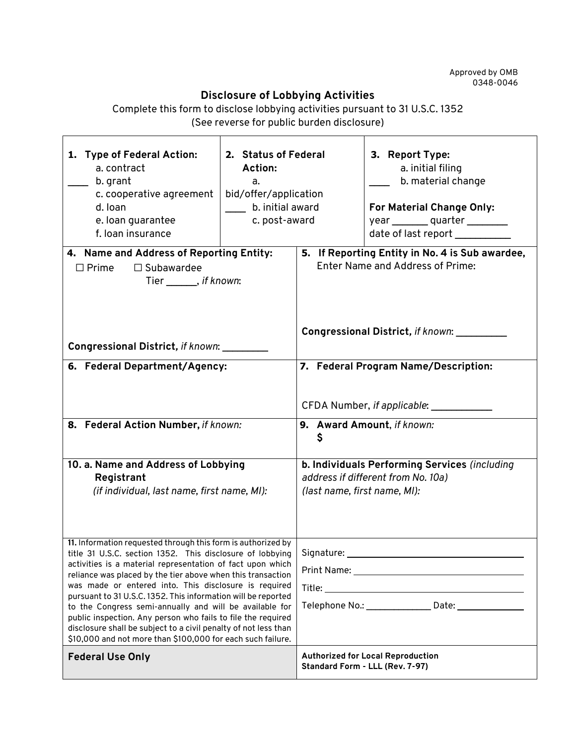Approved by OMB
0348-0046

# Disclosure of Lobbying Activities

Complete this form to disclose lobbying activities pursuant to 31 U.S.C. 1352
(See reverse for public burden disclosure)

| **1. Type of Federal Action:** | **2. Status of Federal Action:** | **3. Report Type:** |
| --- | --- | --- |
| a. contract<br>____ b. grant<br>c. cooperative agreement<br>d. loan<br>e. loan guarantee<br>f. loan insurance | a. bid/offer/application<br>____ b. initial award<br>c. post-award | a. initial filing<br>____ b. material change<br><br>**For Material Change Only:**<br>year _______ quarter ________<br>date of last report __________ |

| | |
| --- | --- |
| **4. Name and Address of Reporting Entity:**<br>☐ Prime ☐ Subawardee<br>Tier ______, *if known*:<br><br>**Congressional District,** *if known*: _________ | **5. If Reporting Entity in No. 4 is Sub awardee,** Enter Name and Address of Prime:<br><br>**Congressional District,** *if known*: __________ |
| **6. Federal Department/Agency:** | **7. Federal Program Name/Description:**<br><br>CFDA Number, *if applicable*: ____________ |
| **8. Federal Action Number,** *if known:* | **9. Award Amount**, *if known:*<br>**$** |
| **10. a. Name and Address of Lobbying Registrant**<br>*(if individual, last name, first name, MI):* | **b. Individuals Performing Services** *(including address if different from No. 10a)*<br>*(last name, first name, MI):* |
| **11.** Information requested through this form is authorized by title 31 U.S.C. section 1352. This disclosure of lobbying activities is a material representation of fact upon which reliance was placed by the tier above when this transaction was made or entered into. This disclosure is required pursuant to 31 U.S.C. 1352. This information will be reported to the Congress semi-annually and will be available for public inspection. Any person who fails to file the required disclosure shall be subject to a civil penalty of not less than $10,000 and not more than $100,000 for each such failure. | Signature: ________________<br>Print Name: ________________<br>Title: ________________<br>Telephone No.: _____________ Date: _____________ |
| **Federal Use Only** | **Authorized for Local Reproduction**<br>**Standard Form - LLL (Rev. 7-97)** |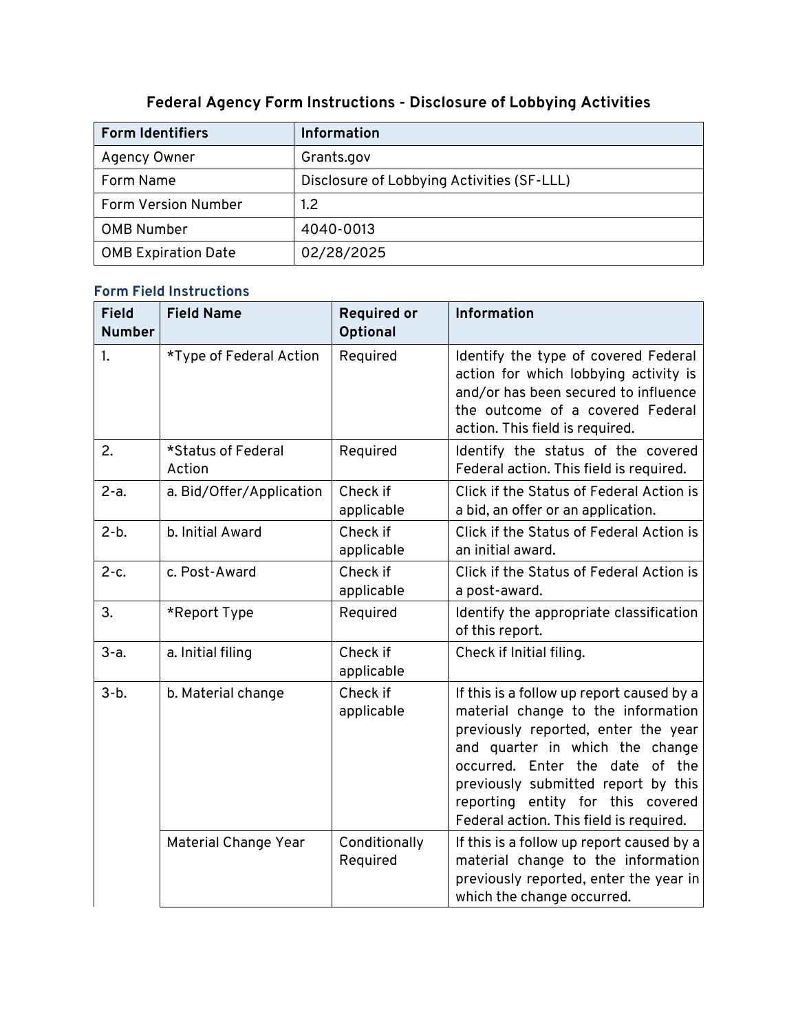## Federal Agency Form Instructions - Disclosure of Lobbying Activities

| Form Identifiers | Information |
| --- | --- |
| Agency Owner | Grants.gov |
| Form Name | Disclosure of Lobbying Activities (SF-LLL) |
| Form Version Number | 1.2 |
| OMB Number | 4040-0013 |
| OMB Expiration Date | 02/28/2025 |

### Form Field Instructions

| Field Number | Field Name | Required or Optional | Information |
| --- | --- | --- | --- |
| 1. | *Type of Federal Action | Required | Identify the type of covered Federal action for which lobbying activity is and/or has been secured to influence the outcome of a covered Federal action. This field is required. |
| 2. | *Status of Federal Action | Required | Identify the status of the covered Federal action. This field is required. |
| 2-a. | a. Bid/Offer/Application | Check if applicable | Click if the Status of Federal Action is a bid, an offer or an application. |
| 2-b. | b. Initial Award | Check if applicable | Click if the Status of Federal Action is an initial award. |
| 2-c. | c. Post-Award | Check if applicable | Click if the Status of Federal Action is a post-award. |
| 3. | *Report Type | Required | Identify the appropriate classification of this report. |
| 3-a. | a. Initial filing | Check if applicable | Check if Initial filing. |
| 3-b. | b. Material change | Check if applicable | If this is a follow up report caused by a material change to the information previously reported, enter the year and quarter in which the change occurred. Enter the date of the previously submitted report by this reporting entity for this covered Federal action. This field is required. |
| | Material Change Year | Conditionally Required | If this is a follow up report caused by a material change to the information previously reported, enter the year in which the change occurred. |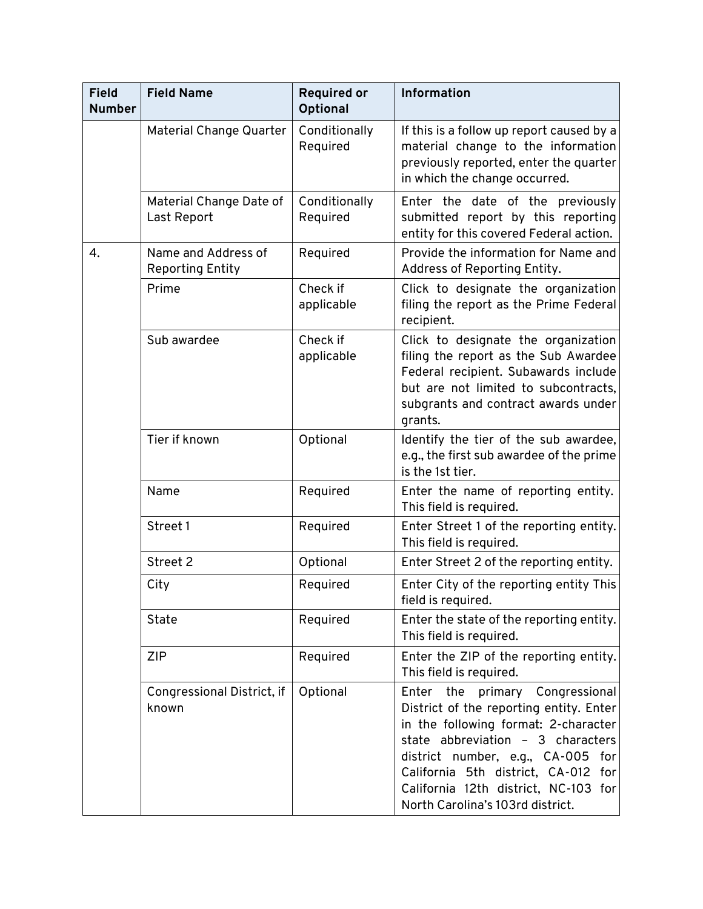| Field Number | Field Name | Required or Optional | Information |
|---|---|---|---|
| | Material Change Quarter | Conditionally Required | If this is a follow up report caused by a material change to the information previously reported, enter the quarter in which the change occurred. |
| | Material Change Date of Last Report | Conditionally Required | Enter the date of the previously submitted report by this reporting entity for this covered Federal action. |
| 4. | Name and Address of Reporting Entity | Required | Provide the information for Name and Address of Reporting Entity. |
| | Prime | Check if applicable | Click to designate the organization filing the report as the Prime Federal recipient. |
| | Sub awardee | Check if applicable | Click to designate the organization filing the report as the Sub Awardee Federal recipient. Subawards include but are not limited to subcontracts, subgrants and contract awards under grants. |
| | Tier if known | Optional | Identify the tier of the sub awardee, e.g., the first sub awardee of the prime is the 1st tier. |
| | Name | Required | Enter the name of reporting entity. This field is required. |
| | Street 1 | Required | Enter Street 1 of the reporting entity. This field is required. |
| | Street 2 | Optional | Enter Street 2 of the reporting entity. |
| | City | Required | Enter City of the reporting entity This field is required. |
| | State | Required | Enter the state of the reporting entity. This field is required. |
| | ZIP | Required | Enter the ZIP of the reporting entity. This field is required. |
| | Congressional District, if known | Optional | Enter the primary Congressional District of the reporting entity. Enter in the following format: 2-character state abbreviation – 3 characters district number, e.g., CA-005 for California 5th district, CA-012 for California 12th district, NC-103 for North Carolina's 103rd district. |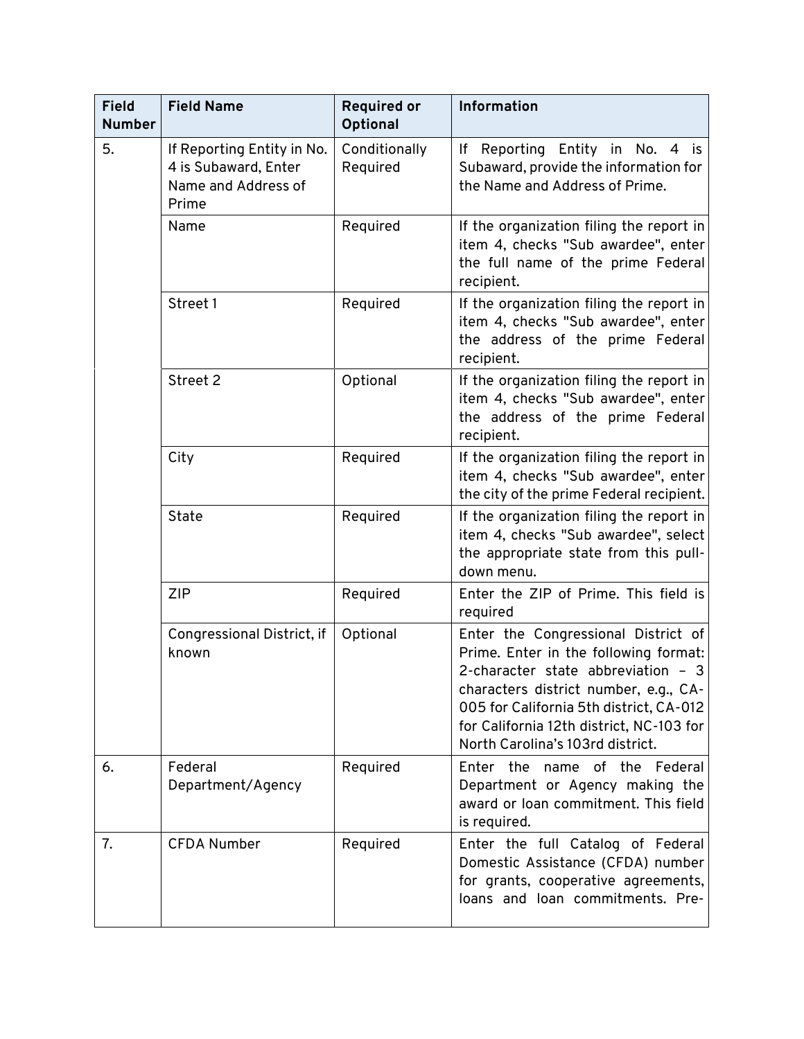| Field Number | Field Name | Required or Optional | Information |
| --- | --- | --- | --- |
| 5. | If Reporting Entity in No. 4 is Subaward, Enter Name and Address of Prime | Conditionally Required | If Reporting Entity in No. 4 is Subaward, provide the information for the Name and Address of Prime. |
| | Name | Required | If the organization filing the report in item 4, checks "Sub awardee", enter the full name of the prime Federal recipient. |
| | Street 1 | Required | If the organization filing the report in item 4, checks "Sub awardee", enter the address of the prime Federal recipient. |
| | Street 2 | Optional | If the organization filing the report in item 4, checks "Sub awardee", enter the address of the prime Federal recipient. |
| | City | Required | If the organization filing the report in item 4, checks "Sub awardee", enter the city of the prime Federal recipient. |
| | State | Required | If the organization filing the report in item 4, checks "Sub awardee", select the appropriate state from this pull-down menu. |
| | ZIP | Required | Enter the ZIP of Prime. This field is required |
| | Congressional District, if known | Optional | Enter the Congressional District of Prime. Enter in the following format: 2-character state abbreviation – 3 characters district number, e.g., CA-005 for California 5th district, CA-012 for California 12th district, NC-103 for North Carolina's 103rd district. |
| 6. | Federal Department/Agency | Required | Enter the name of the Federal Department or Agency making the award or loan commitment. This field is required. |
| 7. | CFDA Number | Required | Enter the full Catalog of Federal Domestic Assistance (CFDA) number for grants, cooperative agreements, loans and loan commitments. Pre- |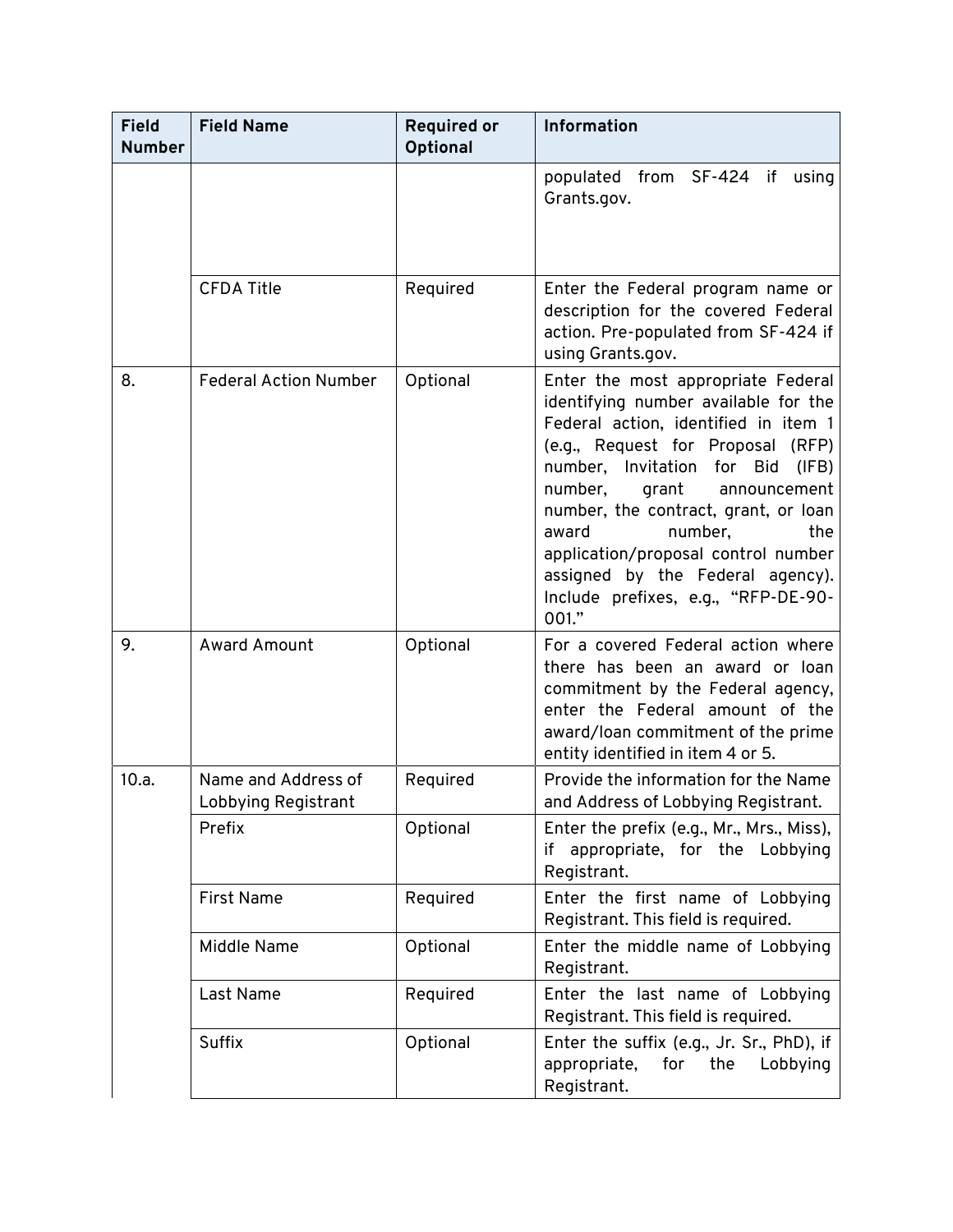| Field Number | Field Name | Required or Optional | Information |
|---|---|---|---|
| | | | populated from SF-424 if using Grants.gov. |
| | CFDA Title | Required | Enter the Federal program name or description for the covered Federal action. Pre-populated from SF-424 if using Grants.gov. |
| 8. | Federal Action Number | Optional | Enter the most appropriate Federal identifying number available for the Federal action, identified in item 1 (e.g., Request for Proposal (RFP) number, Invitation for Bid (IFB) number, grant announcement number, the contract, grant, or loan award number, the application/proposal control number assigned by the Federal agency). Include prefixes, e.g., "RFP-DE-90-001." |
| 9. | Award Amount | Optional | For a covered Federal action where there has been an award or loan commitment by the Federal agency, enter the Federal amount of the award/loan commitment of the prime entity identified in item 4 or 5. |
| 10.a. | Name and Address of Lobbying Registrant | Required | Provide the information for the Name and Address of Lobbying Registrant. |
| | Prefix | Optional | Enter the prefix (e.g., Mr., Mrs., Miss), if appropriate, for the Lobbying Registrant. |
| | First Name | Required | Enter the first name of Lobbying Registrant. This field is required. |
| | Middle Name | Optional | Enter the middle name of Lobbying Registrant. |
| | Last Name | Required | Enter the last name of Lobbying Registrant. This field is required. |
| | Suffix | Optional | Enter the suffix (e.g., Jr. Sr., PhD), if appropriate, for the Lobbying Registrant. |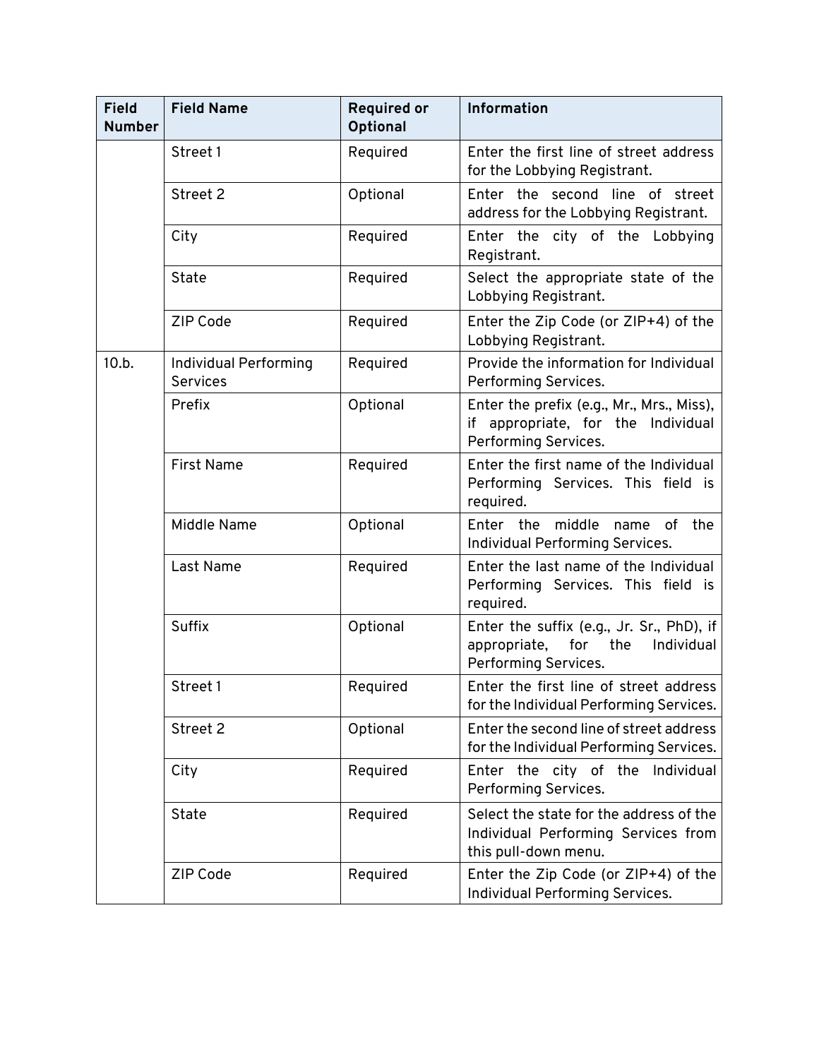| Field Number | Field Name | Required or Optional | Information |
|---|---|---|---|
| | Street 1 | Required | Enter the first line of street address for the Lobbying Registrant. |
| | Street 2 | Optional | Enter the second line of street address for the Lobbying Registrant. |
| | City | Required | Enter the city of the Lobbying Registrant. |
| | State | Required | Select the appropriate state of the Lobbying Registrant. |
| | ZIP Code | Required | Enter the Zip Code (or ZIP+4) of the Lobbying Registrant. |
| 10.b. | Individual Performing Services | Required | Provide the information for Individual Performing Services. |
| | Prefix | Optional | Enter the prefix (e.g., Mr., Mrs., Miss), if appropriate, for the Individual Performing Services. |
| | First Name | Required | Enter the first name of the Individual Performing Services. This field is required. |
| | Middle Name | Optional | Enter the middle name of the Individual Performing Services. |
| | Last Name | Required | Enter the last name of the Individual Performing Services. This field is required. |
| | Suffix | Optional | Enter the suffix (e.g., Jr. Sr., PhD), if appropriate, for the Individual Performing Services. |
| | Street 1 | Required | Enter the first line of street address for the Individual Performing Services. |
| | Street 2 | Optional | Enter the second line of street address for the Individual Performing Services. |
| | City | Required | Enter the city of the Individual Performing Services. |
| | State | Required | Select the state for the address of the Individual Performing Services from this pull-down menu. |
| | ZIP Code | Required | Enter the Zip Code (or ZIP+4) of the Individual Performing Services. |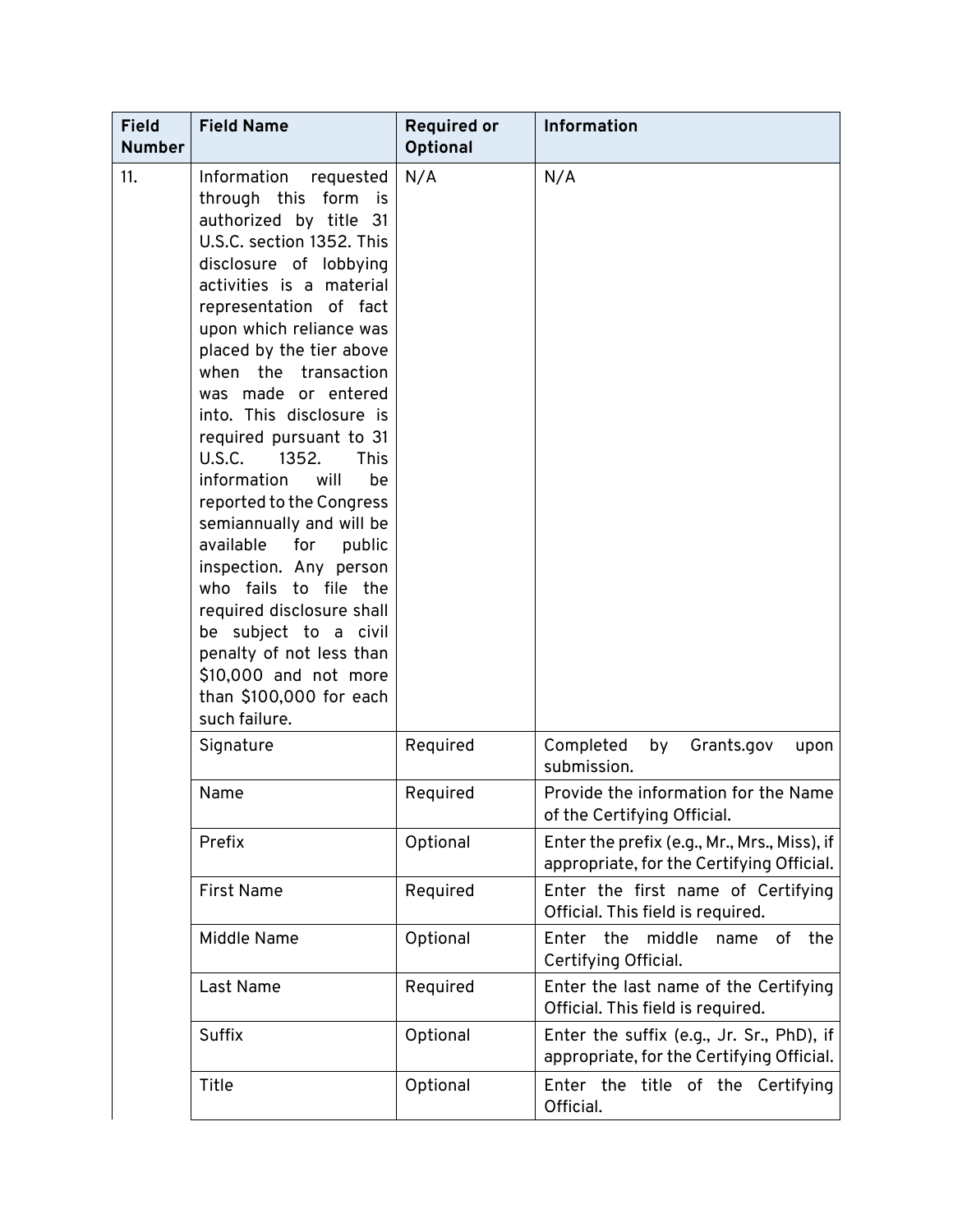| Field Number | Field Name | Required or Optional | Information |
| --- | --- | --- | --- |
| 11. | Information requested through this form is authorized by title 31 U.S.C. section 1352. This disclosure of lobbying activities is a material representation of fact upon which reliance was placed by the tier above when the transaction was made or entered into. This disclosure is required pursuant to 31 U.S.C. 1352. This information will be reported to the Congress semiannually and will be available for public inspection. Any person who fails to file the required disclosure shall be subject to a civil penalty of not less than $10,000 and not more than $100,000 for each such failure. | N/A | N/A |
| | Signature | Required | Completed by Grants.gov upon submission. |
| | Name | Required | Provide the information for the Name of the Certifying Official. |
| | Prefix | Optional | Enter the prefix (e.g., Mr., Mrs., Miss), if appropriate, for the Certifying Official. |
| | First Name | Required | Enter the first name of Certifying Official. This field is required. |
| | Middle Name | Optional | Enter the middle name of the Certifying Official. |
| | Last Name | Required | Enter the last name of the Certifying Official. This field is required. |
| | Suffix | Optional | Enter the suffix (e.g., Jr. Sr., PhD), if appropriate, for the Certifying Official. |
| | Title | Optional | Enter the title of the Certifying Official. |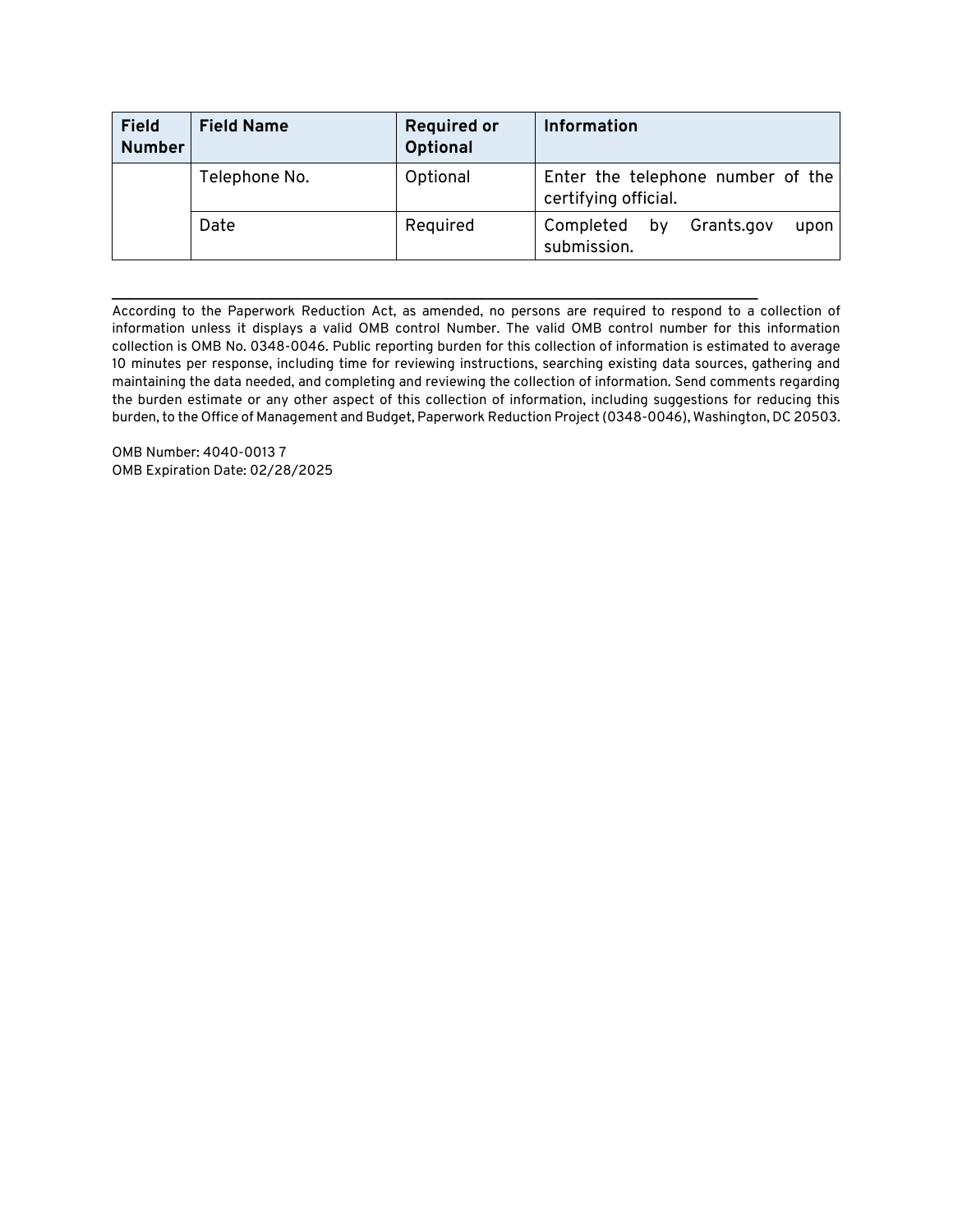| Field Number | Field Name | Required or Optional | Information |
| --- | --- | --- | --- |
| | Telephone No. | Optional | Enter the telephone number of the certifying official. |
| | Date | Required | Completed by Grants.gov upon submission. |

---

According to the Paperwork Reduction Act, as amended, no persons are required to respond to a collection of information unless it displays a valid OMB control Number. The valid OMB control number for this information collection is OMB No. 0348-0046. Public reporting burden for this collection of information is estimated to average 10 minutes per response, including time for reviewing instructions, searching existing data sources, gathering and maintaining the data needed, and completing and reviewing the collection of information. Send comments regarding the burden estimate or any other aspect of this collection of information, including suggestions for reducing this burden, to the Office of Management and Budget, Paperwork Reduction Project (0348-0046), Washington, DC 20503.

OMB Number: 4040-0013 7
OMB Expiration Date: 02/28/2025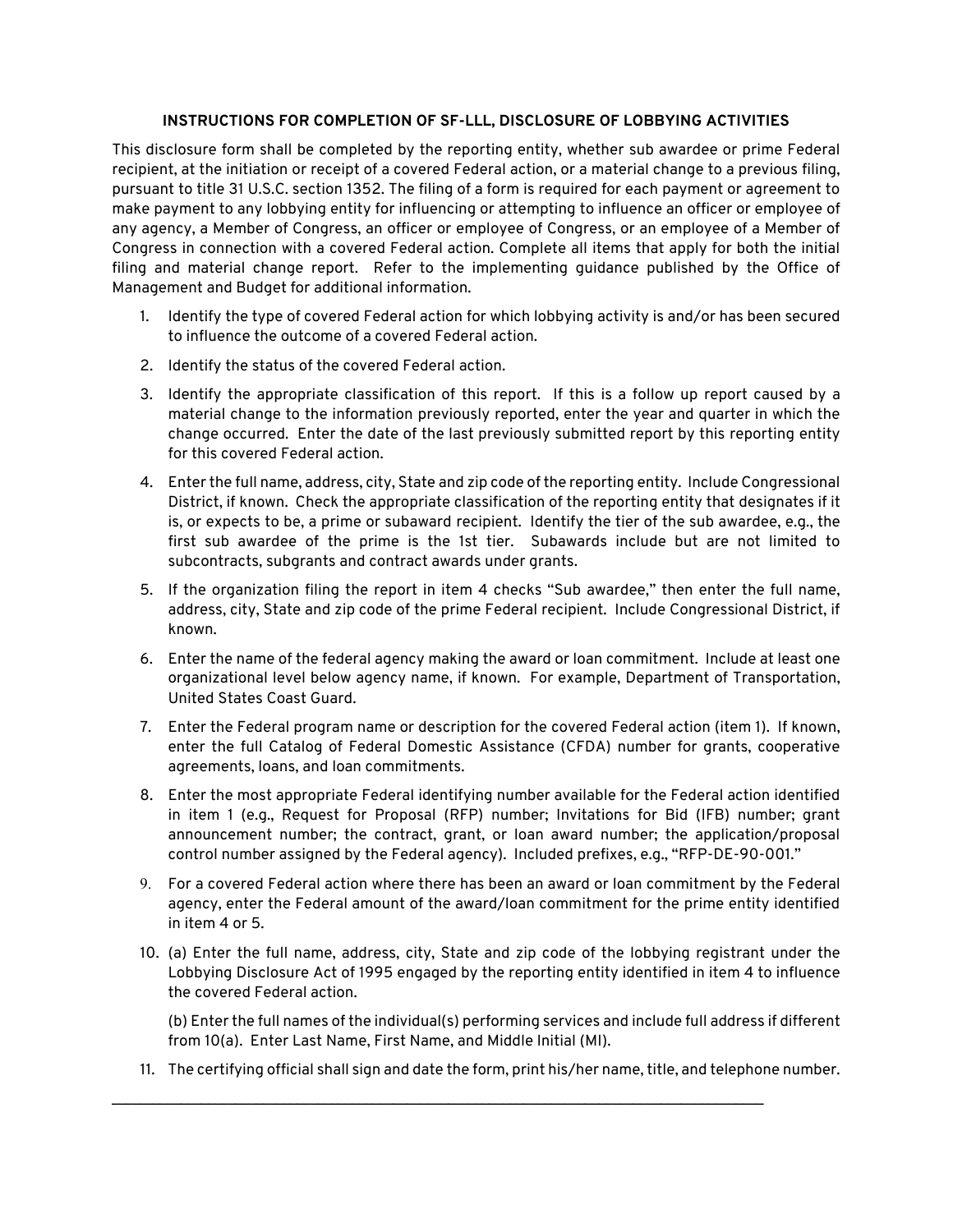**INSTRUCTIONS FOR COMPLETION OF SF-LLL, DISCLOSURE OF LOBBYING ACTIVITIES**

This disclosure form shall be completed by the reporting entity, whether sub awardee or prime Federal recipient, at the initiation or receipt of a covered Federal action, or a material change to a previous filing, pursuant to title 31 U.S.C. section 1352. The filing of a form is required for each payment or agreement to make payment to any lobbying entity for influencing or attempting to influence an officer or employee of any agency, a Member of Congress, an officer or employee of Congress, or an employee of a Member of Congress in connection with a covered Federal action. Complete all items that apply for both the initial filing and material change report. Refer to the implementing guidance published by the Office of Management and Budget for additional information.

1. Identify the type of covered Federal action for which lobbying activity is and/or has been secured to influence the outcome of a covered Federal action.
2. Identify the status of the covered Federal action.
3. Identify the appropriate classification of this report. If this is a follow up report caused by a material change to the information previously reported, enter the year and quarter in which the change occurred. Enter the date of the last previously submitted report by this reporting entity for this covered Federal action.
4. Enter the full name, address, city, State and zip code of the reporting entity. Include Congressional District, if known. Check the appropriate classification of the reporting entity that designates if it is, or expects to be, a prime or subaward recipient. Identify the tier of the sub awardee, e.g., the first sub awardee of the prime is the 1st tier. Subawards include but are not limited to subcontracts, subgrants and contract awards under grants.
5. If the organization filing the report in item 4 checks "Sub awardee," then enter the full name, address, city, State and zip code of the prime Federal recipient. Include Congressional District, if known.
6. Enter the name of the federal agency making the award or loan commitment. Include at least one organizational level below agency name, if known. For example, Department of Transportation, United States Coast Guard.
7. Enter the Federal program name or description for the covered Federal action (item 1). If known, enter the full Catalog of Federal Domestic Assistance (CFDA) number for grants, cooperative agreements, loans, and loan commitments.
8. Enter the most appropriate Federal identifying number available for the Federal action identified in item 1 (e.g., Request for Proposal (RFP) number; Invitations for Bid (IFB) number; grant announcement number; the contract, grant, or loan award number; the application/proposal control number assigned by the Federal agency). Included prefixes, e.g., "RFP-DE-90-001."
9. For a covered Federal action where there has been an award or loan commitment by the Federal agency, enter the Federal amount of the award/loan commitment for the prime entity identified in item 4 or 5.
10. (a) Enter the full name, address, city, State and zip code of the lobbying registrant under the Lobbying Disclosure Act of 1995 engaged by the reporting entity identified in item 4 to influence the covered Federal action.

    (b) Enter the full names of the individual(s) performing services and include full address if different from 10(a). Enter Last Name, First Name, and Middle Initial (MI).
11. The certifying official shall sign and date the form, print his/her name, title, and telephone number.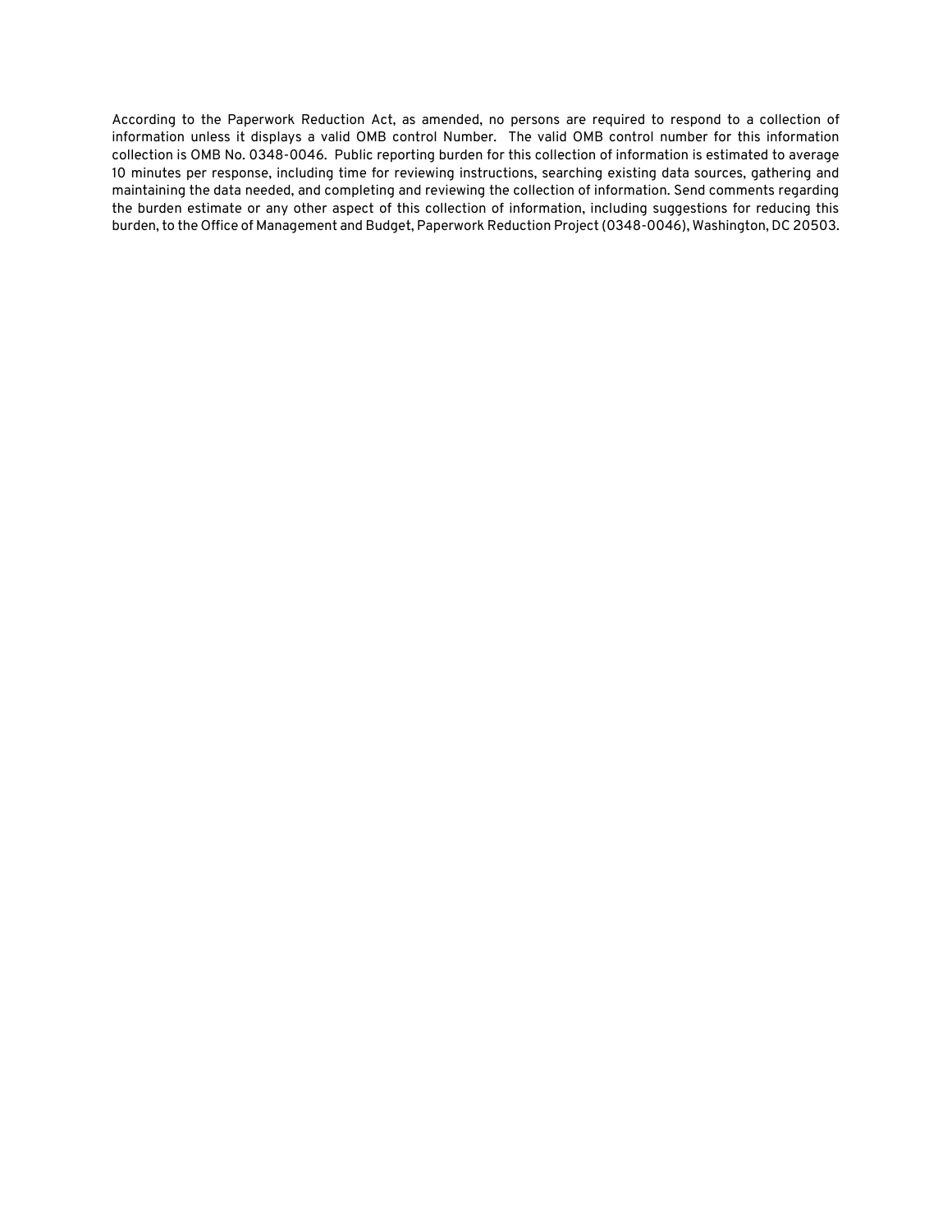According to the Paperwork Reduction Act, as amended, no persons are required to respond to a collection of information unless it displays a valid OMB control Number. The valid OMB control number for this information collection is OMB No. 0348-0046. Public reporting burden for this collection of information is estimated to average 10 minutes per response, including time for reviewing instructions, searching existing data sources, gathering and maintaining the data needed, and completing and reviewing the collection of information. Send comments regarding the burden estimate or any other aspect of this collection of information, including suggestions for reducing this burden, to the Office of Management and Budget, Paperwork Reduction Project (0348-0046), Washington, DC 20503.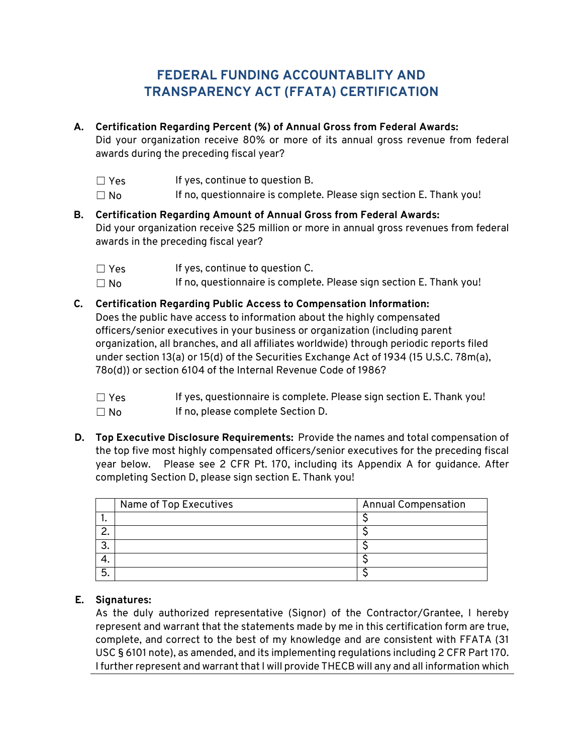# FEDERAL FUNDING ACCOUNTABLITY AND TRANSPARENCY ACT (FFATA) CERTIFICATION

**A. Certification Regarding Percent (%) of Annual Gross from Federal Awards:**
Did your organization receive 80% or more of its annual gross revenue from federal awards during the preceding fiscal year?

☐ Yes — If yes, continue to question B.
☐ No — If no, questionnaire is complete. Please sign section E. Thank you!

**B. Certification Regarding Amount of Annual Gross from Federal Awards:**
Did your organization receive $25 million or more in annual gross revenues from federal awards in the preceding fiscal year?

☐ Yes — If yes, continue to question C.
☐ No — If no, questionnaire is complete. Please sign section E. Thank you!

**C. Certification Regarding Public Access to Compensation Information:**
Does the public have access to information about the highly compensated officers/senior executives in your business or organization (including parent organization, all branches, and all affiliates worldwide) through periodic reports filed under section 13(a) or 15(d) of the Securities Exchange Act of 1934 (15 U.S.C. 78m(a), 78o(d)) or section 6104 of the Internal Revenue Code of 1986?

☐ Yes — If yes, questionnaire is complete. Please sign section E. Thank you!
☐ No — If no, please complete Section D.

**D. Top Executive Disclosure Requirements:** Provide the names and total compensation of the top five most highly compensated officers/senior executives for the preceding fiscal year below. Please see 2 CFR Pt. 170, including its Appendix A for guidance. After completing Section D, please sign section E. Thank you!

| | Name of Top Executives | Annual Compensation |
|---|---|---|
| 1. | | $ |
| 2. | | $ |
| 3. | | $ |
| 4. | | $ |
| 5. | | $ |

**E. Signatures:**
As the duly authorized representative (Signor) of the Contractor/Grantee, I hereby represent and warrant that the statements made by me in this certification form are true, complete, and correct to the best of my knowledge and are consistent with FFATA (31 USC § 6101 note), as amended, and its implementing regulations including 2 CFR Part 170. I further represent and warrant that I will provide THECB will any and all information which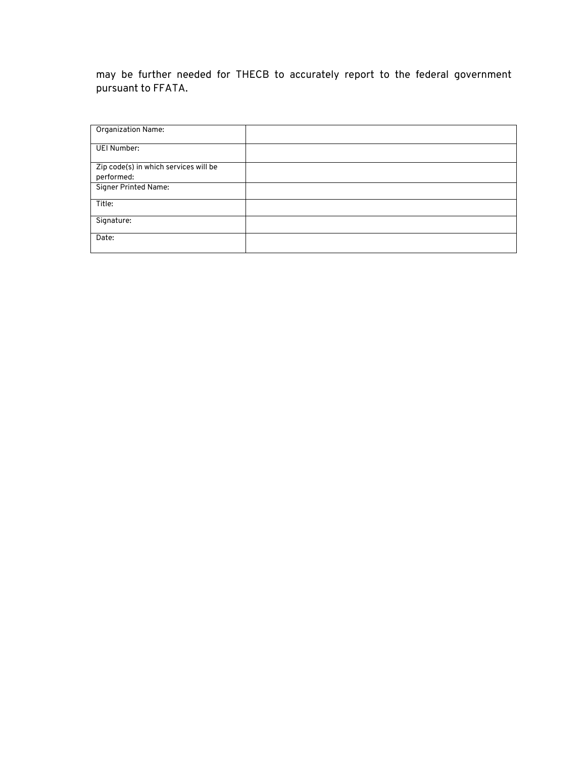may be further needed for THECB to accurately report to the federal government pursuant to FFATA.

| | |
|---|---|
| Organization Name: | |
| UEI Number: | |
| Zip code(s) in which services will be performed: | |
| Signer Printed Name: | |
| Title: | |
| Signature: | |
| Date: | |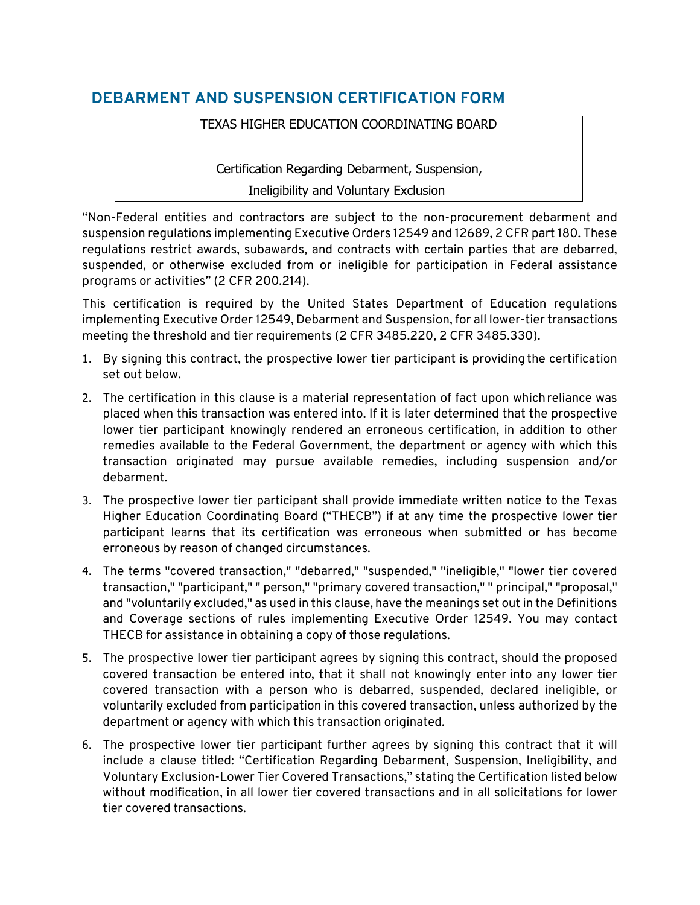## DEBARMENT AND SUSPENSION CERTIFICATION FORM

TEXAS HIGHER EDUCATION COORDINATING BOARD

Certification Regarding Debarment, Suspension,
Ineligibility and Voluntary Exclusion

“Non-Federal entities and contractors are subject to the non-procurement debarment and suspension regulations implementing Executive Orders 12549 and 12689, 2 CFR part 180. These regulations restrict awards, subawards, and contracts with certain parties that are debarred, suspended, or otherwise excluded from or ineligible for participation in Federal assistance programs or activities” (2 CFR 200.214).

This certification is required by the United States Department of Education regulations implementing Executive Order 12549, Debarment and Suspension, for all lower-tier transactions meeting the threshold and tier requirements (2 CFR 3485.220, 2 CFR 3485.330).

1. By signing this contract, the prospective lower tier participant is providing the certification set out below.
2. The certification in this clause is a material representation of fact upon which reliance was placed when this transaction was entered into. If it is later determined that the prospective lower tier participant knowingly rendered an erroneous certification, in addition to other remedies available to the Federal Government, the department or agency with which this transaction originated may pursue available remedies, including suspension and/or debarment.
3. The prospective lower tier participant shall provide immediate written notice to the Texas Higher Education Coordinating Board (“THECB”) if at any time the prospective lower tier participant learns that its certification was erroneous when submitted or has become erroneous by reason of changed circumstances.
4. The terms "covered transaction," "debarred," "suspended," "ineligible," "lower tier covered transaction," "participant," " person," "primary covered transaction," " principal," "proposal," and "voluntarily excluded," as used in this clause, have the meanings set out in the Definitions and Coverage sections of rules implementing Executive Order 12549. You may contact THECB for assistance in obtaining a copy of those regulations.
5. The prospective lower tier participant agrees by signing this contract, should the proposed covered transaction be entered into, that it shall not knowingly enter into any lower tier covered transaction with a person who is debarred, suspended, declared ineligible, or voluntarily excluded from participation in this covered transaction, unless authorized by the department or agency with which this transaction originated.
6. The prospective lower tier participant further agrees by signing this contract that it will include a clause titled: “Certification Regarding Debarment, Suspension, Ineligibility, and Voluntary Exclusion-Lower Tier Covered Transactions,” stating the Certification listed below without modification, in all lower tier covered transactions and in all solicitations for lower tier covered transactions.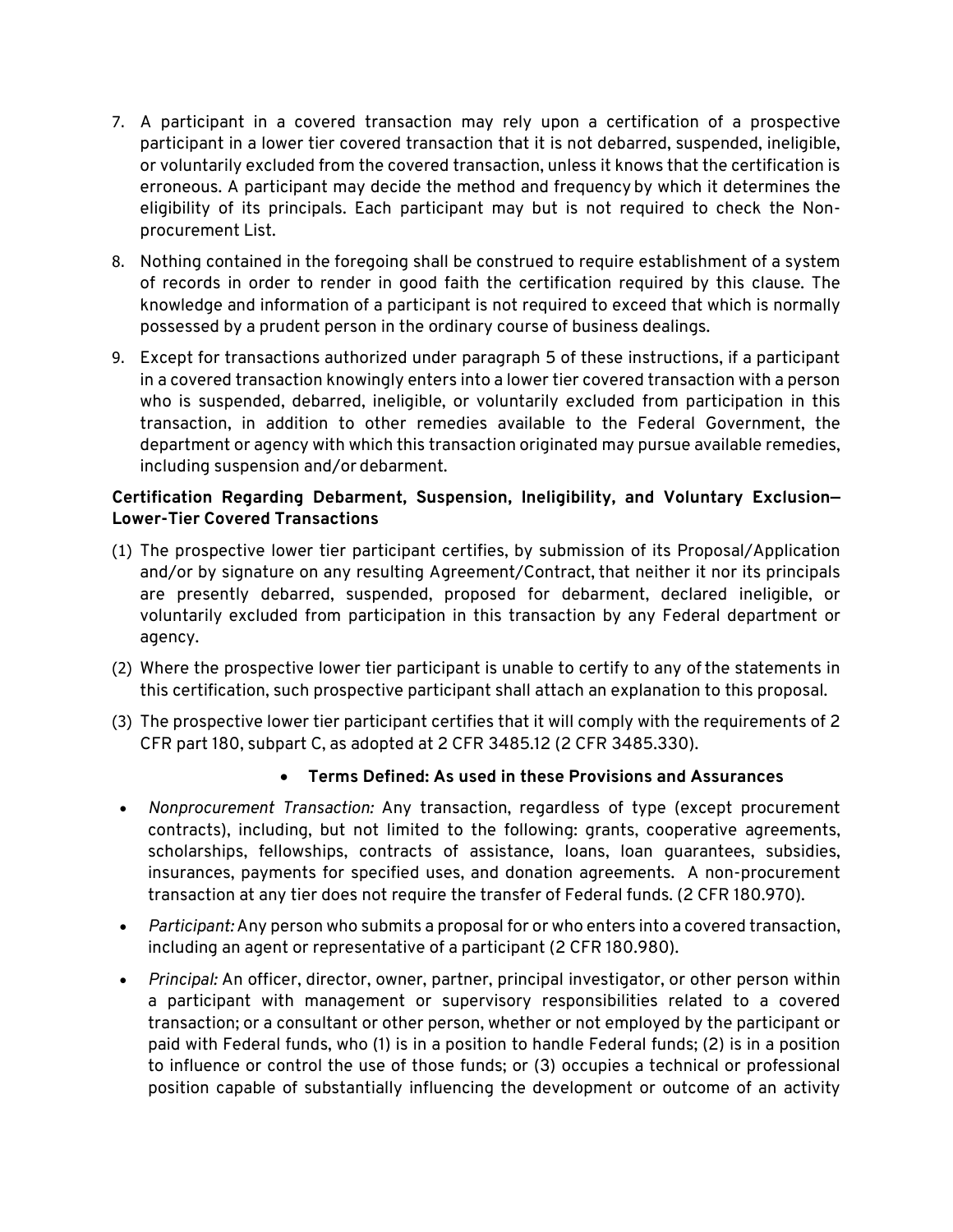7. A participant in a covered transaction may rely upon a certification of a prospective participant in a lower tier covered transaction that it is not debarred, suspended, ineligible, or voluntarily excluded from the covered transaction, unless it knows that the certification is erroneous. A participant may decide the method and frequency by which it determines the eligibility of its principals. Each participant may but is not required to check the Non-procurement List.
8. Nothing contained in the foregoing shall be construed to require establishment of a system of records in order to render in good faith the certification required by this clause. The knowledge and information of a participant is not required to exceed that which is normally possessed by a prudent person in the ordinary course of business dealings.
9. Except for transactions authorized under paragraph 5 of these instructions, if a participant in a covered transaction knowingly enters into a lower tier covered transaction with a person who is suspended, debarred, ineligible, or voluntarily excluded from participation in this transaction, in addition to other remedies available to the Federal Government, the department or agency with which this transaction originated may pursue available remedies, including suspension and/or debarment.

**Certification Regarding Debarment, Suspension, Ineligibility, and Voluntary Exclusion—Lower-Tier Covered Transactions**

(1) The prospective lower tier participant certifies, by submission of its Proposal/Application and/or by signature on any resulting Agreement/Contract, that neither it nor its principals are presently debarred, suspended, proposed for debarment, declared ineligible, or voluntarily excluded from participation in this transaction by any Federal department or agency.

(2) Where the prospective lower tier participant is unable to certify to any of the statements in this certification, such prospective participant shall attach an explanation to this proposal.

(3) The prospective lower tier participant certifies that it will comply with the requirements of 2 CFR part 180, subpart C, as adopted at 2 CFR 3485.12 (2 CFR 3485.330).

- **Terms Defined: As used in these Provisions and Assurances**

- *Nonprocurement Transaction:* Any transaction, regardless of type (except procurement contracts), including, but not limited to the following: grants, cooperative agreements, scholarships, fellowships, contracts of assistance, loans, loan guarantees, subsidies, insurances, payments for specified uses, and donation agreements. A non-procurement transaction at any tier does not require the transfer of Federal funds. (2 CFR 180.970).
- *Participant:* Any person who submits a proposal for or who enters into a covered transaction, including an agent or representative of a participant (2 CFR 180.980).
- *Principal:* An officer, director, owner, partner, principal investigator, or other person within a participant with management or supervisory responsibilities related to a covered transaction; or a consultant or other person, whether or not employed by the participant or paid with Federal funds, who (1) is in a position to handle Federal funds; (2) is in a position to influence or control the use of those funds; or (3) occupies a technical or professional position capable of substantially influencing the development or outcome of an activity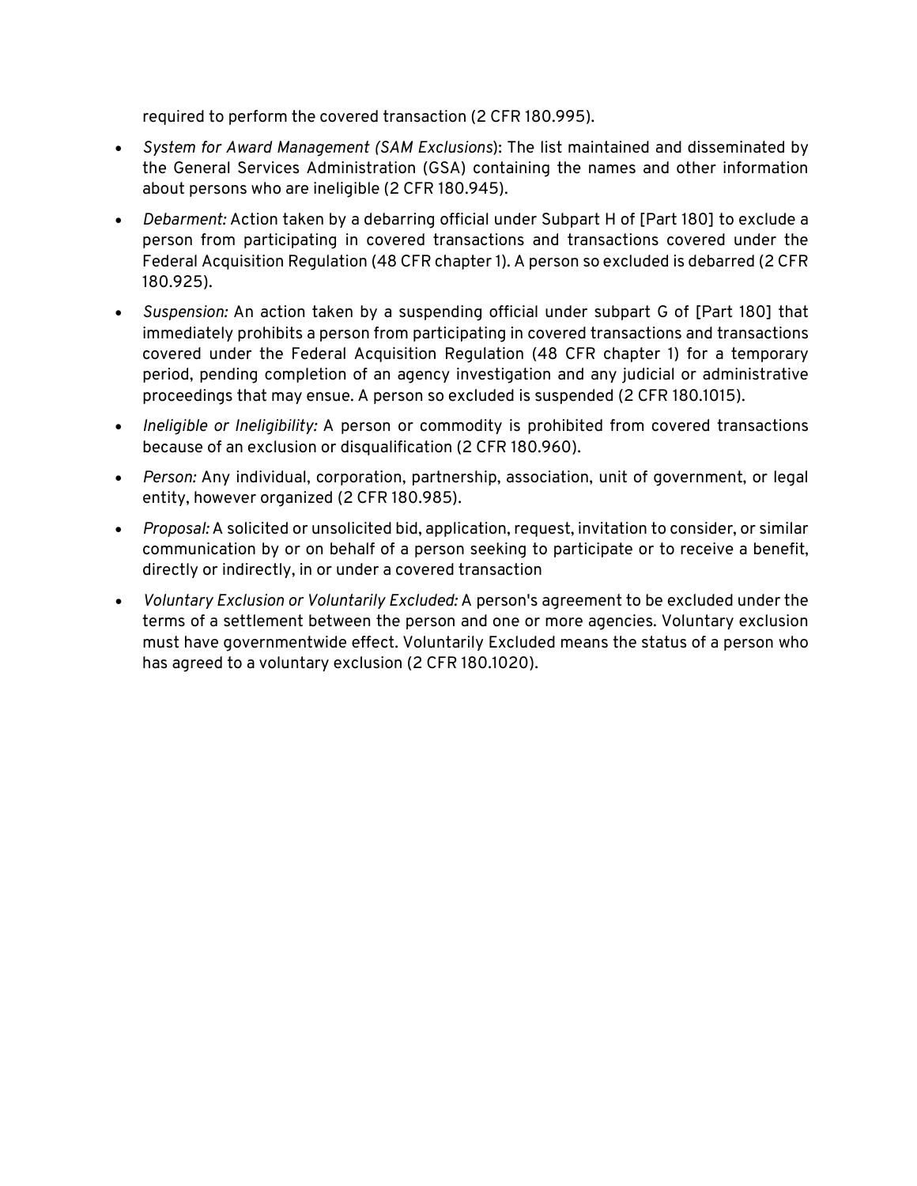required to perform the covered transaction (2 CFR 180.995).

- *System for Award Management (SAM Exclusions*): The list maintained and disseminated by the General Services Administration (GSA) containing the names and other information about persons who are ineligible (2 CFR 180.945).
- *Debarment:* Action taken by a debarring official under Subpart H of [Part 180] to exclude a person from participating in covered transactions and transactions covered under the Federal Acquisition Regulation (48 CFR chapter 1). A person so excluded is debarred (2 CFR 180.925).
- *Suspension:* An action taken by a suspending official under subpart G of [Part 180] that immediately prohibits a person from participating in covered transactions and transactions covered under the Federal Acquisition Regulation (48 CFR chapter 1) for a temporary period, pending completion of an agency investigation and any judicial or administrative proceedings that may ensue. A person so excluded is suspended (2 CFR 180.1015).
- *Ineligible or Ineligibility:* A person or commodity is prohibited from covered transactions because of an exclusion or disqualification (2 CFR 180.960).
- *Person:* Any individual, corporation, partnership, association, unit of government, or legal entity, however organized (2 CFR 180.985).
- *Proposal:* A solicited or unsolicited bid, application, request, invitation to consider, or similar communication by or on behalf of a person seeking to participate or to receive a benefit, directly or indirectly, in or under a covered transaction
- *Voluntary Exclusion or Voluntarily Excluded:* A person's agreement to be excluded under the terms of a settlement between the person and one or more agencies. Voluntary exclusion must have governmentwide effect. Voluntarily Excluded means the status of a person who has agreed to a voluntary exclusion (2 CFR 180.1020).